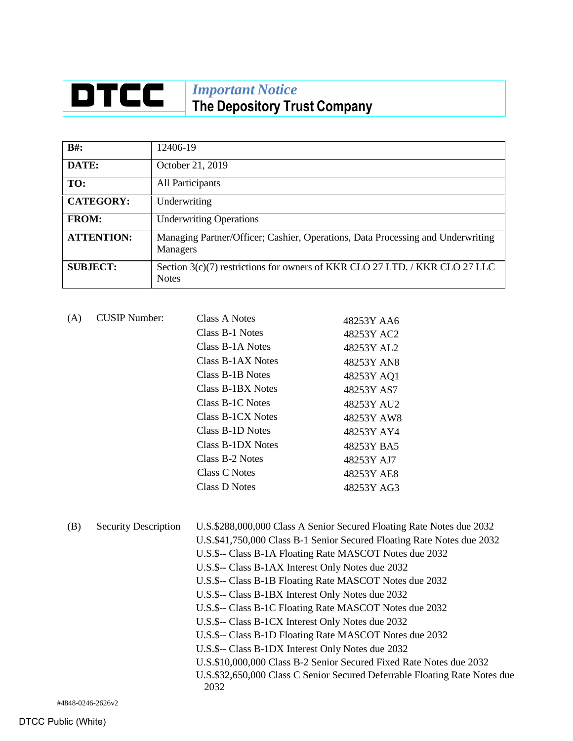# DTCC

***Important Notice***

**The Depository Trust Company**

| | |
|---|---|
| **B#:** | 12406-19 |
| **DATE:** | October 21, 2019 |
| **TO:** | All Participants |
| **CATEGORY:** | Underwriting |
| **FROM:** | Underwriting Operations |
| **ATTENTION:** | Managing Partner/Officer; Cashier, Operations, Data Processing and Underwriting Managers |
| **SUBJECT:** | Section 3(c)(7) restrictions for owners of KKR CLO 27 LTD. / KKR CLO 27 LLC Notes |

(A) CUSIP Number:

| | |
|---|---|
| Class A Notes | 48253Y AA6 |
| Class B-1 Notes | 48253Y AC2 |
| Class B-1A Notes | 48253Y AL2 |
| Class B-1AX Notes | 48253Y AN8 |
| Class B-1B Notes | 48253Y AQ1 |
| Class B-1BX Notes | 48253Y AS7 |
| Class B-1C Notes | 48253Y AU2 |
| Class B-1CX Notes | 48253Y AW8 |
| Class B-1D Notes | 48253Y AY4 |
| Class B-1DX Notes | 48253Y BA5 |
| Class B-2 Notes | 48253Y AJ7 |
| Class C Notes | 48253Y AE8 |
| Class D Notes | 48253Y AG3 |

(B) Security Description

U.S.$288,000,000 Class A Senior Secured Floating Rate Notes due 2032
U.S.$41,750,000 Class B-1 Senior Secured Floating Rate Notes due 2032
U.S.$-- Class B-1A Floating Rate MASCOT Notes due 2032
U.S.$-- Class B-1AX Interest Only Notes due 2032
U.S.$-- Class B-1B Floating Rate MASCOT Notes due 2032
U.S.$-- Class B-1BX Interest Only Notes due 2032
U.S.$-- Class B-1C Floating Rate MASCOT Notes due 2032
U.S.$-- Class B-1CX Interest Only Notes due 2032
U.S.$-- Class B-1D Floating Rate MASCOT Notes due 2032
U.S.$-- Class B-1DX Interest Only Notes due 2032
U.S.$10,000,000 Class B-2 Senior Secured Fixed Rate Notes due 2032
U.S.$32,650,000 Class C Senior Secured Deferrable Floating Rate Notes due 2032

#4848-0246-2626v2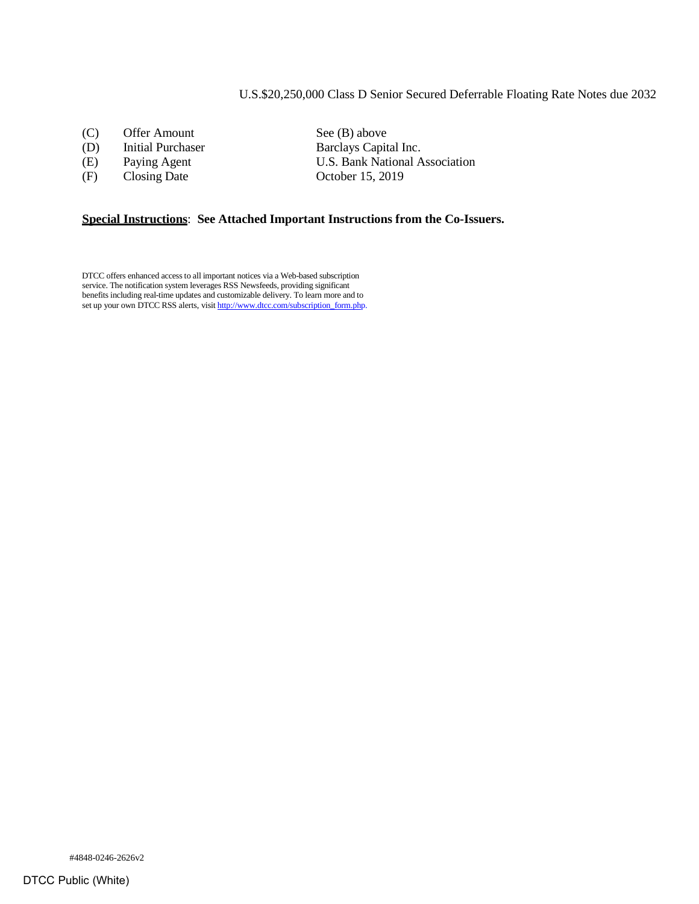U.S.$20,250,000 Class D Senior Secured Deferrable Floating Rate Notes due 2032

| | | |
|---|---|---|
| (C) | Offer Amount | See (B) above |
| (D) | Initial Purchaser | Barclays Capital Inc. |
| (E) | Paying Agent | U.S. Bank National Association |
| (F) | Closing Date | October 15, 2019 |

**Special Instructions**: **See Attached Important Instructions from the Co-Issuers.**

DTCC offers enhanced access to all important notices via a Web-based subscription service. The notification system leverages RSS Newsfeeds, providing significant benefits including real-time updates and customizable delivery. To learn more and to set up your own DTCC RSS alerts, visit http://www.dtcc.com/subscription_form.php.

#4848-0246-2626v2

DTCC Public (White)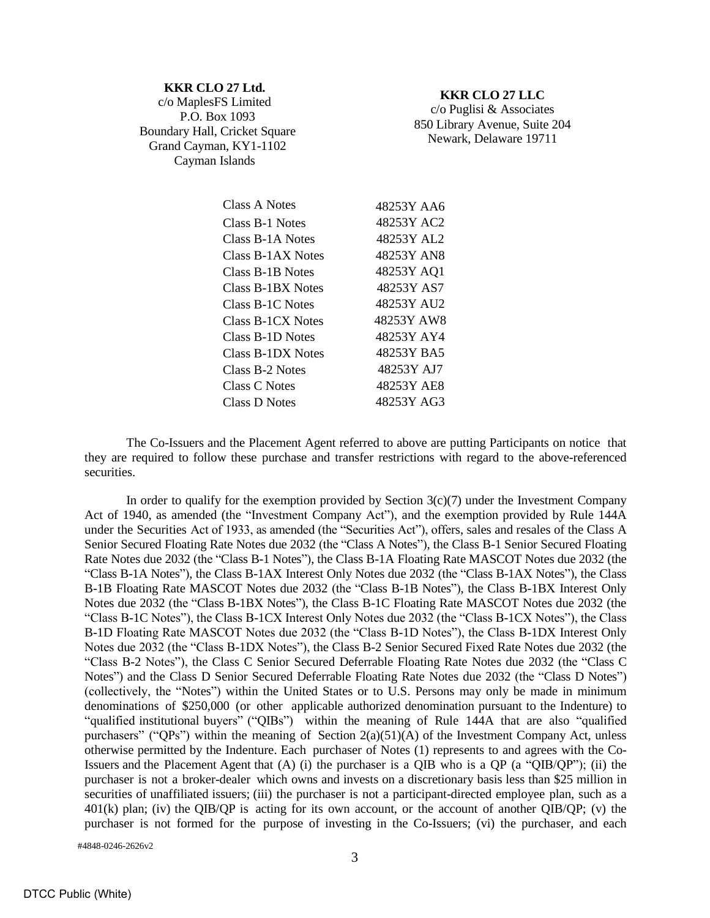**KKR CLO 27 Ltd.**
c/o MaplesFS Limited
P.O. Box 1093
Boundary Hall, Cricket Square
Grand Cayman, KY1-1102
Cayman Islands

**KKR CLO 27 LLC**
c/o Puglisi & Associates
850 Library Avenue, Suite 204
Newark, Delaware 19711

| | |
|---|---|
| Class A Notes | 48253Y AA6 |
| Class B-1 Notes | 48253Y AC2 |
| Class B-1A Notes | 48253Y AL2 |
| Class B-1AX Notes | 48253Y AN8 |
| Class B-1B Notes | 48253Y AQ1 |
| Class B-1BX Notes | 48253Y AS7 |
| Class B-1C Notes | 48253Y AU2 |
| Class B-1CX Notes | 48253Y AW8 |
| Class B-1D Notes | 48253Y AY4 |
| Class B-1DX Notes | 48253Y BA5 |
| Class B-2 Notes | 48253Y AJ7 |
| Class C Notes | 48253Y AE8 |
| Class D Notes | 48253Y AG3 |

The Co-Issuers and the Placement Agent referred to above are putting Participants on notice that they are required to follow these purchase and transfer restrictions with regard to the above-referenced securities.

In order to qualify for the exemption provided by Section 3(c)(7) under the Investment Company Act of 1940, as amended (the "Investment Company Act"), and the exemption provided by Rule 144A under the Securities Act of 1933, as amended (the "Securities Act"), offers, sales and resales of the Class A Senior Secured Floating Rate Notes due 2032 (the "Class A Notes"), the Class B-1 Senior Secured Floating Rate Notes due 2032 (the "Class B-1 Notes"), the Class B-1A Floating Rate MASCOT Notes due 2032 (the "Class B-1A Notes"), the Class B-1AX Interest Only Notes due 2032 (the "Class B-1AX Notes"), the Class B-1B Floating Rate MASCOT Notes due 2032 (the "Class B-1B Notes"), the Class B-1BX Interest Only Notes due 2032 (the "Class B-1BX Notes"), the Class B-1C Floating Rate MASCOT Notes due 2032 (the "Class B-1C Notes"), the Class B-1CX Interest Only Notes due 2032 (the "Class B-1CX Notes"), the Class B-1D Floating Rate MASCOT Notes due 2032 (the "Class B-1D Notes"), the Class B-1DX Interest Only Notes due 2032 (the "Class B-1DX Notes"), the Class B-2 Senior Secured Fixed Rate Notes due 2032 (the "Class B-2 Notes"), the Class C Senior Secured Deferrable Floating Rate Notes due 2032 (the "Class C Notes") and the Class D Senior Secured Deferrable Floating Rate Notes due 2032 (the "Class D Notes") (collectively, the "Notes") within the United States or to U.S. Persons may only be made in minimum denominations of $250,000 (or other applicable authorized denomination pursuant to the Indenture) to "qualified institutional buyers" ("QIBs") within the meaning of Rule 144A that are also "qualified purchasers" ("QPs") within the meaning of Section 2(a)(51)(A) of the Investment Company Act, unless otherwise permitted by the Indenture. Each purchaser of Notes (1) represents to and agrees with the Co-Issuers and the Placement Agent that (A) (i) the purchaser is a QIB who is a QP (a "QIB/QP"); (ii) the purchaser is not a broker-dealer which owns and invests on a discretionary basis less than $25 million in securities of unaffiliated issuers; (iii) the purchaser is not a participant-directed employee plan, such as a 401(k) plan; (iv) the QIB/QP is acting for its own account, or the account of another QIB/QP; (v) the purchaser is not formed for the purpose of investing in the Co-Issuers; (vi) the purchaser, and each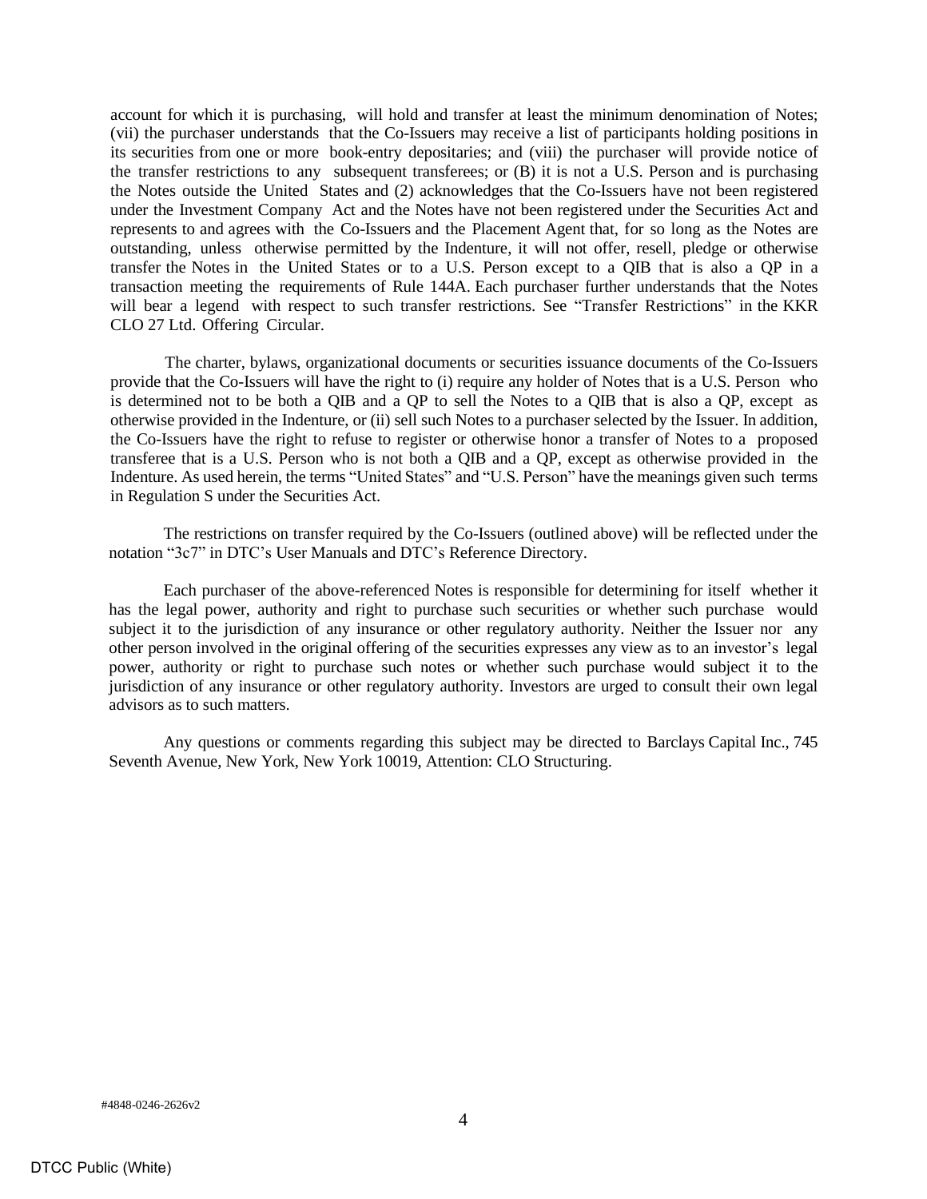account for which it is purchasing, will hold and transfer at least the minimum denomination of Notes; (vii) the purchaser understands that the Co-Issuers may receive a list of participants holding positions in its securities from one or more book-entry depositaries; and (viii) the purchaser will provide notice of the transfer restrictions to any subsequent transferees; or (B) it is not a U.S. Person and is purchasing the Notes outside the United States and (2) acknowledges that the Co-Issuers have not been registered under the Investment Company Act and the Notes have not been registered under the Securities Act and represents to and agrees with the Co-Issuers and the Placement Agent that, for so long as the Notes are outstanding, unless otherwise permitted by the Indenture, it will not offer, resell, pledge or otherwise transfer the Notes in the United States or to a U.S. Person except to a QIB that is also a QP in a transaction meeting the requirements of Rule 144A. Each purchaser further understands that the Notes will bear a legend with respect to such transfer restrictions. See "Transfer Restrictions" in the KKR CLO 27 Ltd. Offering Circular.

The charter, bylaws, organizational documents or securities issuance documents of the Co-Issuers provide that the Co-Issuers will have the right to (i) require any holder of Notes that is a U.S. Person who is determined not to be both a QIB and a QP to sell the Notes to a QIB that is also a QP, except as otherwise provided in the Indenture, or (ii) sell such Notes to a purchaser selected by the Issuer. In addition, the Co-Issuers have the right to refuse to register or otherwise honor a transfer of Notes to a proposed transferee that is a U.S. Person who is not both a QIB and a QP, except as otherwise provided in the Indenture. As used herein, the terms "United States" and "U.S. Person" have the meanings given such terms in Regulation S under the Securities Act.

The restrictions on transfer required by the Co-Issuers (outlined above) will be reflected under the notation "3c7" in DTC's User Manuals and DTC's Reference Directory.

Each purchaser of the above-referenced Notes is responsible for determining for itself whether it has the legal power, authority and right to purchase such securities or whether such purchase would subject it to the jurisdiction of any insurance or other regulatory authority. Neither the Issuer nor any other person involved in the original offering of the securities expresses any view as to an investor's legal power, authority or right to purchase such notes or whether such purchase would subject it to the jurisdiction of any insurance or other regulatory authority. Investors are urged to consult their own legal advisors as to such matters.

Any questions or comments regarding this subject may be directed to Barclays Capital Inc., 745 Seventh Avenue, New York, New York 10019, Attention: CLO Structuring.